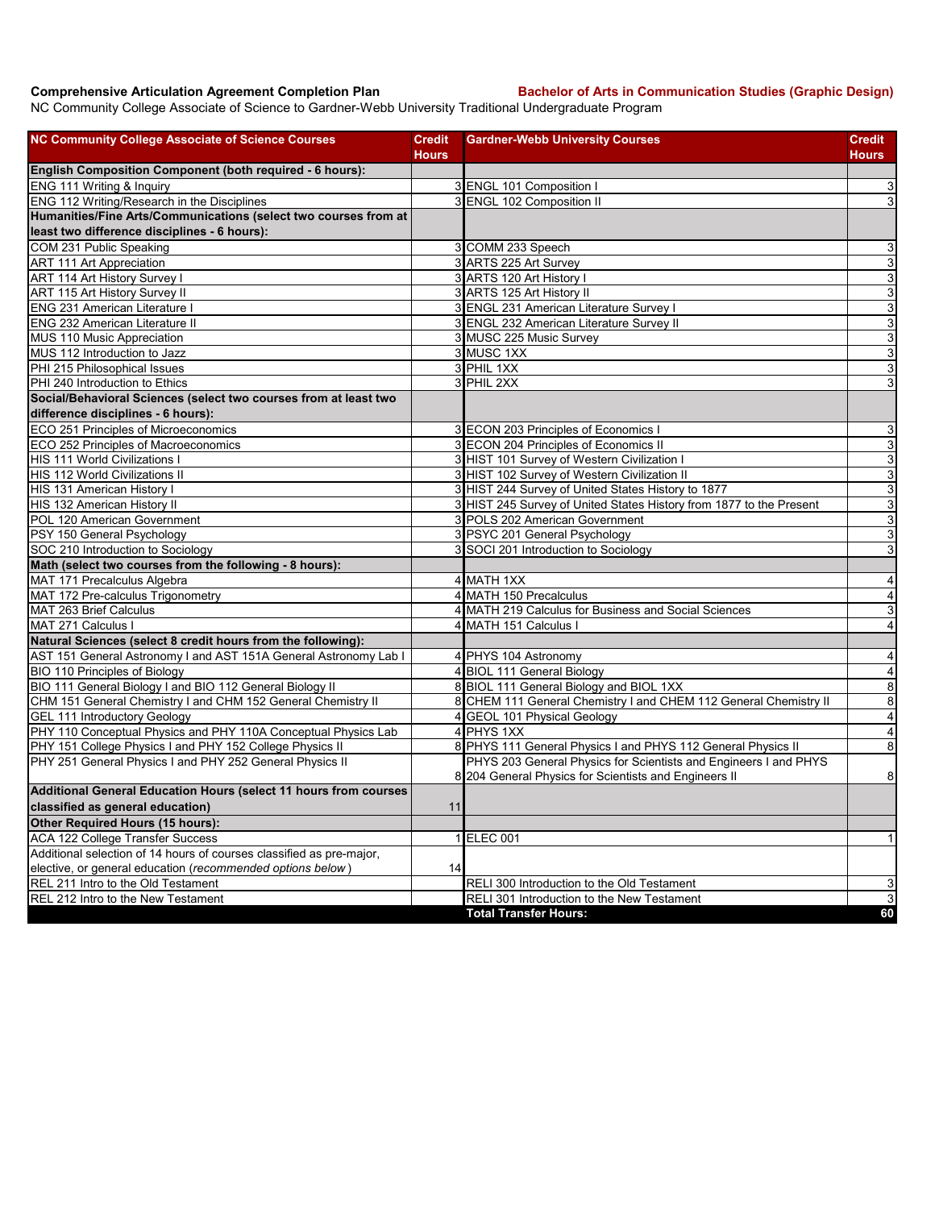**Comprehensive Articulation Agreement Completion Plan** **Bachelor of Arts in Communication Studies (Graphic Design)**

NC Community College Associate of Science to Gardner-Webb University Traditional Undergraduate Program

| NC Community College Associate of Science Courses | Credit Hours | Gardner-Webb University Courses | Credit Hours |
|---|---|---|---|
| **English Composition Component (both required - 6 hours):** | | | |
| ENG 111 Writing & Inquiry | 3 | ENGL 101 Composition I | 3 |
| ENG 112 Writing/Research in the Disciplines | 3 | ENGL 102 Composition II | 3 |
| **Humanities/Fine Arts/Communications (select two courses from at least two difference disciplines - 6 hours):** | | | |
| COM 231 Public Speaking | 3 | COMM 233 Speech | 3 |
| ART 111 Art Appreciation | 3 | ARTS 225 Art Survey | 3 |
| ART 114 Art History Survey I | 3 | ARTS 120 Art History I | 3 |
| ART 115 Art History Survey II | 3 | ARTS 125 Art History II | 3 |
| ENG 231 American Literature I | 3 | ENGL 231 American Literature Survey I | 3 |
| ENG 232 American Literature II | 3 | ENGL 232 American Literature Survey II | 3 |
| MUS 110 Music Appreciation | 3 | MUSC 225 Music Survey | 3 |
| MUS 112 Introduction to Jazz | 3 | MUSC 1XX | 3 |
| PHI 215 Philosophical Issues | 3 | PHIL 1XX | 3 |
| PHI 240 Introduction to Ethics | 3 | PHIL 2XX | 3 |
| **Social/Behavioral Sciences (select two courses from at least two difference disciplines - 6 hours):** | | | |
| ECO 251 Principles of Microeconomics | 3 | ECON 203 Principles of Economics I | 3 |
| ECO 252 Principles of Macroeconomics | 3 | ECON 204 Principles of Economics II | 3 |
| HIS 111 World Civilizations I | 3 | HIST 101 Survey of Western Civilization I | 3 |
| HIS 112 World Civilizations II | 3 | HIST 102 Survey of Western Civilization II | 3 |
| HIS 131 American History I | 3 | HIST 244 Survey of United States History to 1877 | 3 |
| HIS 132 American History II | 3 | HIST 245 Survey of United States History from 1877 to the Present | 3 |
| POL 120 American Government | 3 | POLS 202 American Government | 3 |
| PSY 150 General Psychology | 3 | PSYC 201 General Psychology | 3 |
| SOC 210 Introduction to Sociology | 3 | SOCI 201 Introduction to Sociology | 3 |
| **Math (select two courses from the following - 8 hours):** | | | |
| MAT 171 Precalculus Algebra | 4 | MATH 1XX | 4 |
| MAT 172 Pre-calculus Trigonometry | 4 | MATH 150 Precalculus | 4 |
| MAT 263 Brief Calculus | 4 | MATH 219 Calculus for Business and Social Sciences | 3 |
| MAT 271 Calculus I | 4 | MATH 151 Calculus I | 4 |
| **Natural Sciences (select 8 credit hours from the following):** | | | |
| AST 151 General Astronomy I and AST 151A General Astronomy Lab I | 4 | PHYS 104 Astronomy | 4 |
| BIO 110 Principles of Biology | 4 | BIOL 111 General Biology | 4 |
| BIO 111 General Biology I and BIO 112 General Biology II | 8 | BIOL 111 General Biology and BIOL 1XX | 8 |
| CHM 151 General Chemistry I and CHM 152 General Chemistry II | 8 | CHEM 111 General Chemistry I and CHEM 112 General Chemistry II | 8 |
| GEL 111 Introductory Geology | 4 | GEOL 101 Physical Geology | 4 |
| PHY 110 Conceptual Physics and PHY 110A Conceptual Physics Lab | 4 | PHYS 1XX | 4 |
| PHY 151 College Physics I and PHY 152 College Physics II | 8 | PHYS 111 General Physics I and PHYS 112 General Physics II | 8 |
| PHY 251 General Physics I and PHY 252 General Physics II | 8 | PHYS 203 General Physics for Scientists and Engineers I and PHYS 204 General Physics for Scientists and Engineers II | 8 |
| **Additional General Education Hours (select 11 hours from courses classified as general education)** | 11 | | |
| **Other Required Hours (15 hours):** | | | |
| ACA 122 College Transfer Success | 1 | ELEC 001 | 1 |
| Additional selection of 14 hours of courses classified as pre-major, elective, or general education (*recommended options below*) | 14 | | |
| REL 211 Intro to the Old Testament | | RELI 300 Introduction to the Old Testament | 3 |
| REL 212 Intro to the New Testament | | RELI 301 Introduction to the New Testament | 3 |
| | | **Total Transfer Hours:** | **60** |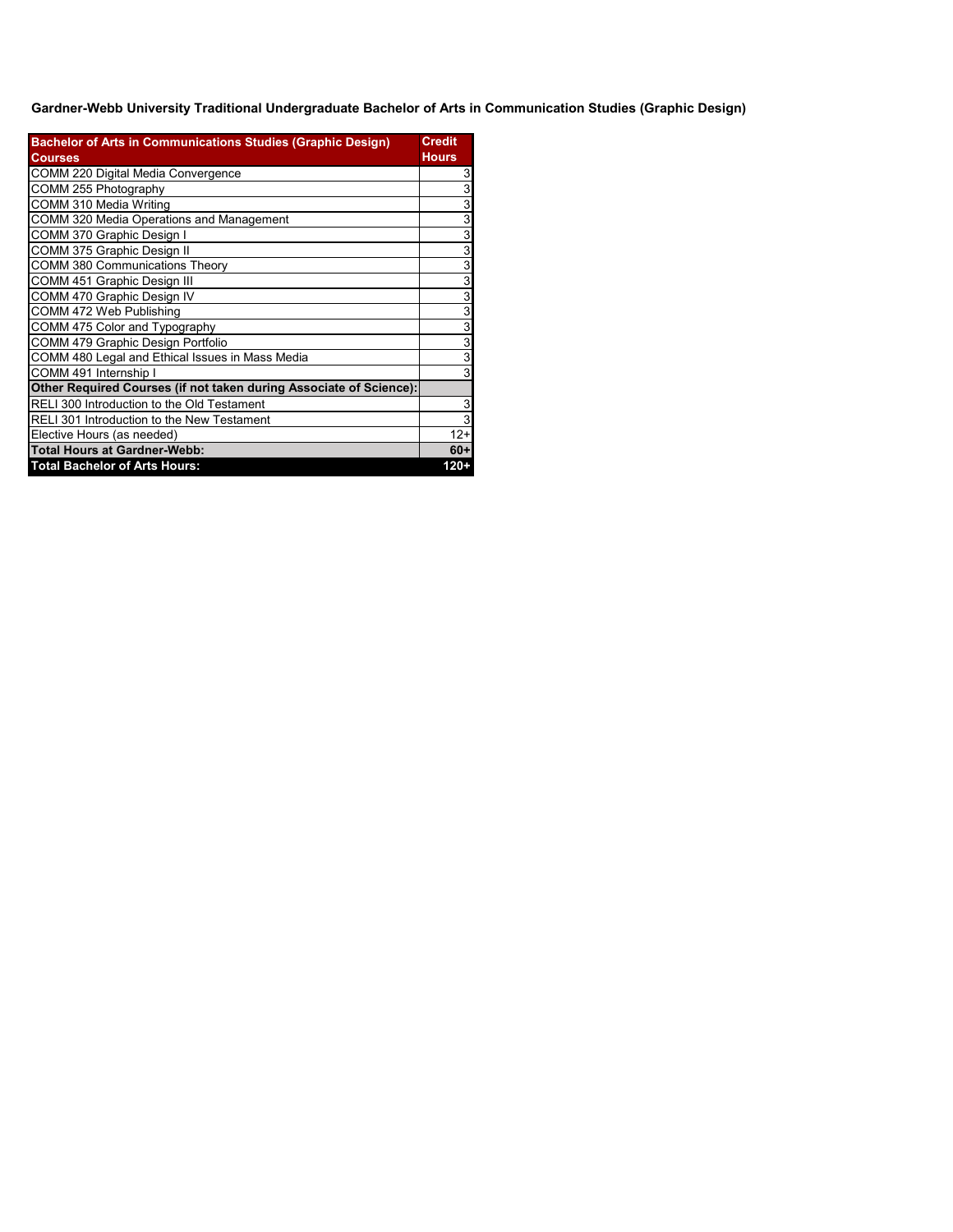**Gardner-Webb University Traditional Undergraduate Bachelor of Arts in Communication Studies (Graphic Design)**

| Bachelor of Arts in Communications Studies (Graphic Design) Courses | Credit Hours |
|---|---|
| COMM 220 Digital Media Convergence | 3 |
| COMM 255 Photography | 3 |
| COMM 310 Media Writing | 3 |
| COMM 320 Media Operations and Management | 3 |
| COMM 370 Graphic Design I | 3 |
| COMM 375 Graphic Design II | 3 |
| COMM 380 Communications Theory | 3 |
| COMM 451 Graphic Design III | 3 |
| COMM 470 Graphic Design IV | 3 |
| COMM 472 Web Publishing | 3 |
| COMM 475 Color and Typography | 3 |
| COMM 479 Graphic Design Portfolio | 3 |
| COMM 480 Legal and Ethical Issues in Mass Media | 3 |
| COMM 491 Internship I | 3 |
| **Other Required Courses (if not taken during Associate of Science):** | |
| RELI 300 Introduction to the Old Testament | 3 |
| RELI 301 Introduction to the New Testament | 3 |
| Elective Hours (as needed) | 12+ |
| **Total Hours at Gardner-Webb:** | **60+** |
| **Total Bachelor of Arts Hours:** | **120+** |